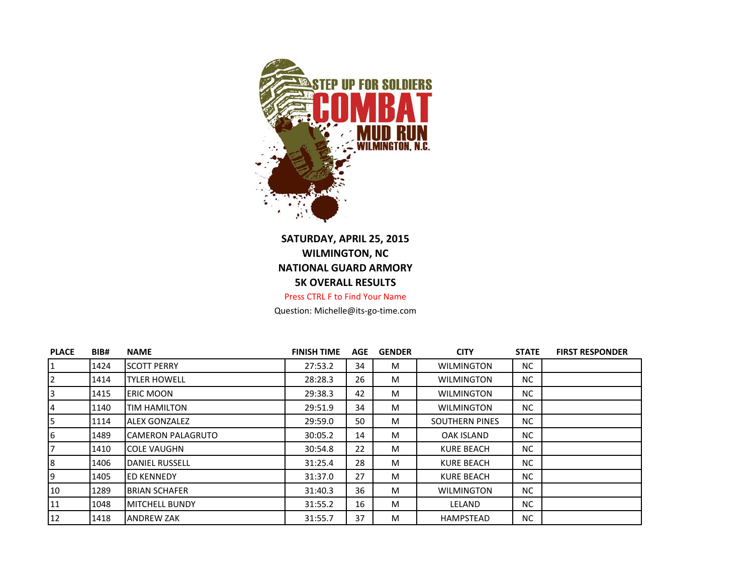STEP UP FOR SOLDIERS

# COMBAT MUD RUN

WILMINGTON, N.C.

**SATURDAY, APRIL 25, 2015**
**WILMINGTON, NC**
**NATIONAL GUARD ARMORY**
**5K OVERALL RESULTS**

Press CTRL F to Find Your Name

Question: Michelle@its-go-time.com

| PLACE | BIB# | NAME | FINISH TIME | AGE | GENDER | CITY | STATE | FIRST RESPONDER |
|---|---|---|---|---|---|---|---|---|
| 1 | 1424 | SCOTT PERRY | 27:53.2 | 34 | M | WILMINGTON | NC | |
| 2 | 1414 | TYLER HOWELL | 28:28.3 | 26 | M | WILMINGTON | NC | |
| 3 | 1415 | ERIC MOON | 29:38.3 | 42 | M | WILMINGTON | NC | |
| 4 | 1140 | TIM HAMILTON | 29:51.9 | 34 | M | WILMINGTON | NC | |
| 5 | 1114 | ALEX GONZALEZ | 29:59.0 | 50 | M | SOUTHERN PINES | NC | |
| 6 | 1489 | CAMERON PALAGRUTO | 30:05.2 | 14 | M | OAK ISLAND | NC | |
| 7 | 1410 | COLE VAUGHN | 30:54.8 | 22 | M | KURE BEACH | NC | |
| 8 | 1406 | DANIEL RUSSELL | 31:25.4 | 28 | M | KURE BEACH | NC | |
| 9 | 1405 | ED KENNEDY | 31:37.0 | 27 | M | KURE BEACH | NC | |
| 10 | 1289 | BRIAN SCHAFER | 31:40.3 | 36 | M | WILMINGTON | NC | |
| 11 | 1048 | MITCHELL BUNDY | 31:55.2 | 16 | M | LELAND | NC | |
| 12 | 1418 | ANDREW ZAK | 31:55.7 | 37 | M | HAMPSTEAD | NC | |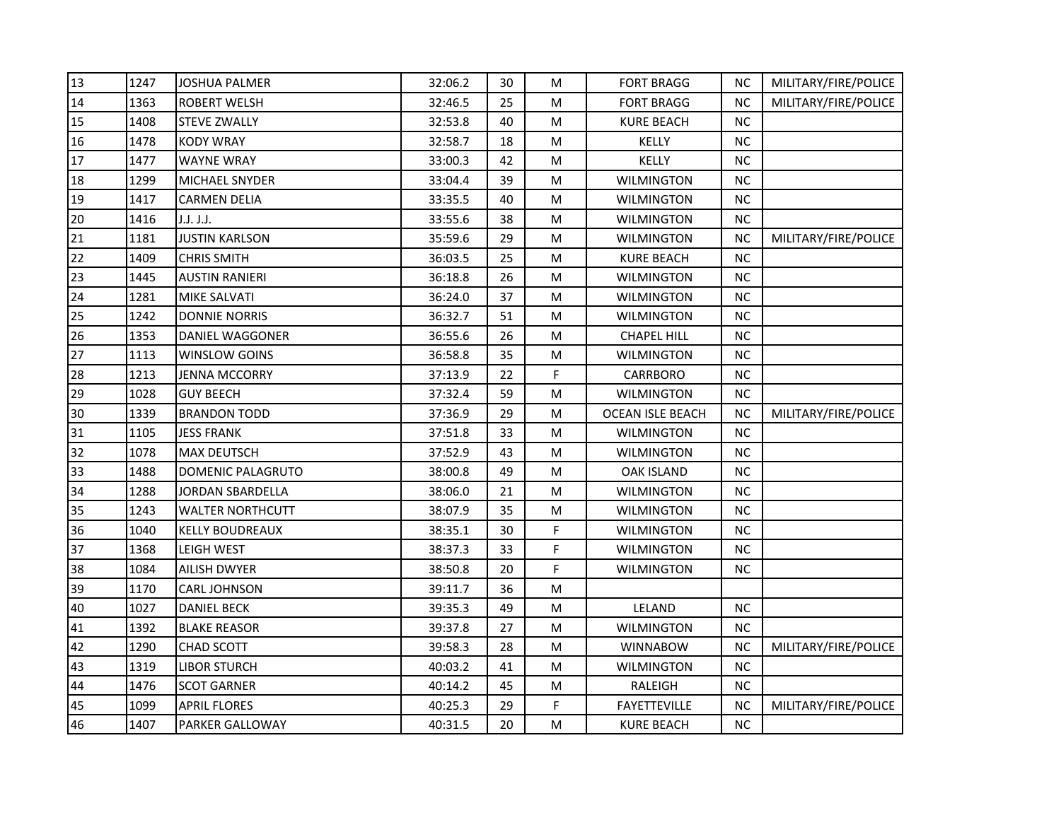| | | | | | | | | |
|---|---|---|---|---|---|---|---|---|
| 13 | 1247 | JOSHUA PALMER | 32:06.2 | 30 | M | FORT BRAGG | NC | MILITARY/FIRE/POLICE |
| 14 | 1363 | ROBERT WELSH | 32:46.5 | 25 | M | FORT BRAGG | NC | MILITARY/FIRE/POLICE |
| 15 | 1408 | STEVE ZWALLY | 32:53.8 | 40 | M | KURE BEACH | NC | |
| 16 | 1478 | KODY WRAY | 32:58.7 | 18 | M | KELLY | NC | |
| 17 | 1477 | WAYNE WRAY | 33:00.3 | 42 | M | KELLY | NC | |
| 18 | 1299 | MICHAEL SNYDER | 33:04.4 | 39 | M | WILMINGTON | NC | |
| 19 | 1417 | CARMEN DELIA | 33:35.5 | 40 | M | WILMINGTON | NC | |
| 20 | 1416 | J.J. J.J. | 33:55.6 | 38 | M | WILMINGTON | NC | |
| 21 | 1181 | JUSTIN KARLSON | 35:59.6 | 29 | M | WILMINGTON | NC | MILITARY/FIRE/POLICE |
| 22 | 1409 | CHRIS SMITH | 36:03.5 | 25 | M | KURE BEACH | NC | |
| 23 | 1445 | AUSTIN RANIERI | 36:18.8 | 26 | M | WILMINGTON | NC | |
| 24 | 1281 | MIKE SALVATI | 36:24.0 | 37 | M | WILMINGTON | NC | |
| 25 | 1242 | DONNIE NORRIS | 36:32.7 | 51 | M | WILMINGTON | NC | |
| 26 | 1353 | DANIEL WAGGONER | 36:55.6 | 26 | M | CHAPEL HILL | NC | |
| 27 | 1113 | WINSLOW GOINS | 36:58.8 | 35 | M | WILMINGTON | NC | |
| 28 | 1213 | JENNA MCCORRY | 37:13.9 | 22 | F | CARRBORO | NC | |
| 29 | 1028 | GUY BEECH | 37:32.4 | 59 | M | WILMINGTON | NC | |
| 30 | 1339 | BRANDON TODD | 37:36.9 | 29 | M | OCEAN ISLE BEACH | NC | MILITARY/FIRE/POLICE |
| 31 | 1105 | JESS FRANK | 37:51.8 | 33 | M | WILMINGTON | NC | |
| 32 | 1078 | MAX DEUTSCH | 37:52.9 | 43 | M | WILMINGTON | NC | |
| 33 | 1488 | DOMENIC PALAGRUTO | 38:00.8 | 49 | M | OAK ISLAND | NC | |
| 34 | 1288 | JORDAN SBARDELLA | 38:06.0 | 21 | M | WILMINGTON | NC | |
| 35 | 1243 | WALTER NORTHCUTT | 38:07.9 | 35 | M | WILMINGTON | NC | |
| 36 | 1040 | KELLY BOUDREAUX | 38:35.1 | 30 | F | WILMINGTON | NC | |
| 37 | 1368 | LEIGH WEST | 38:37.3 | 33 | F | WILMINGTON | NC | |
| 38 | 1084 | AILISH DWYER | 38:50.8 | 20 | F | WILMINGTON | NC | |
| 39 | 1170 | CARL JOHNSON | 39:11.7 | 36 | M | | | |
| 40 | 1027 | DANIEL BECK | 39:35.3 | 49 | M | LELAND | NC | |
| 41 | 1392 | BLAKE REASOR | 39:37.8 | 27 | M | WILMINGTON | NC | |
| 42 | 1290 | CHAD SCOTT | 39:58.3 | 28 | M | WINNABOW | NC | MILITARY/FIRE/POLICE |
| 43 | 1319 | LIBOR STURCH | 40:03.2 | 41 | M | WILMINGTON | NC | |
| 44 | 1476 | SCOT GARNER | 40:14.2 | 45 | M | RALEIGH | NC | |
| 45 | 1099 | APRIL FLORES | 40:25.3 | 29 | F | FAYETTEVILLE | NC | MILITARY/FIRE/POLICE |
| 46 | 1407 | PARKER GALLOWAY | 40:31.5 | 20 | M | KURE BEACH | NC | |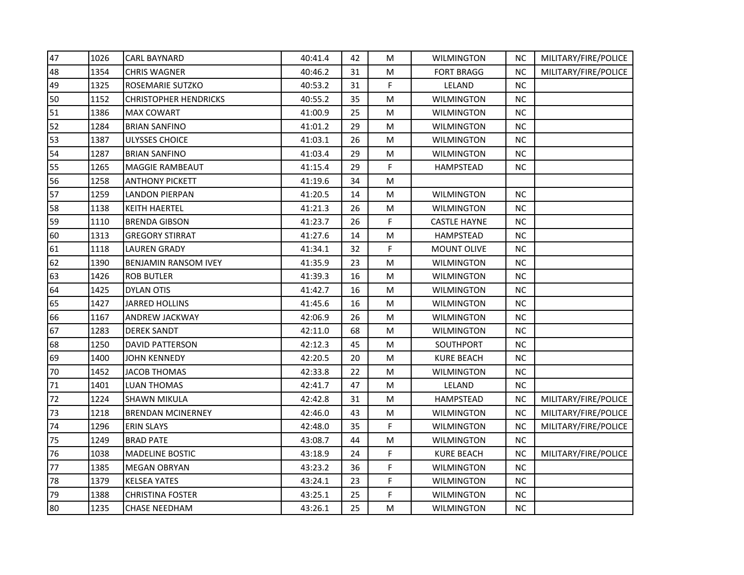| | | | | | | | | |
|---|---|---|---|---|---|---|---|---|
| 47 | 1026 | CARL BAYNARD | 40:41.4 | 42 | M | WILMINGTON | NC | MILITARY/FIRE/POLICE |
| 48 | 1354 | CHRIS WAGNER | 40:46.2 | 31 | M | FORT BRAGG | NC | MILITARY/FIRE/POLICE |
| 49 | 1325 | ROSEMARIE SUTZKO | 40:53.2 | 31 | F | LELAND | NC | |
| 50 | 1152 | CHRISTOPHER HENDRICKS | 40:55.2 | 35 | M | WILMINGTON | NC | |
| 51 | 1386 | MAX COWART | 41:00.9 | 25 | M | WILMINGTON | NC | |
| 52 | 1284 | BRIAN SANFINO | 41:01.2 | 29 | M | WILMINGTON | NC | |
| 53 | 1387 | ULYSSES CHOICE | 41:03.1 | 26 | M | WILMINGTON | NC | |
| 54 | 1287 | BRIAN SANFINO | 41:03.4 | 29 | M | WILMINGTON | NC | |
| 55 | 1265 | MAGGIE RAMBEAUT | 41:15.4 | 29 | F | HAMPSTEAD | NC | |
| 56 | 1258 | ANTHONY PICKETT | 41:19.6 | 34 | M | | | |
| 57 | 1259 | LANDON PIERPAN | 41:20.5 | 14 | M | WILMINGTON | NC | |
| 58 | 1138 | KEITH HAERTEL | 41:21.3 | 26 | M | WILMINGTON | NC | |
| 59 | 1110 | BRENDA GIBSON | 41:23.7 | 26 | F | CASTLE HAYNE | NC | |
| 60 | 1313 | GREGORY STIRRAT | 41:27.6 | 14 | M | HAMPSTEAD | NC | |
| 61 | 1118 | LAUREN GRADY | 41:34.1 | 32 | F | MOUNT OLIVE | NC | |
| 62 | 1390 | BENJAMIN RANSOM IVEY | 41:35.9 | 23 | M | WILMINGTON | NC | |
| 63 | 1426 | ROB BUTLER | 41:39.3 | 16 | M | WILMINGTON | NC | |
| 64 | 1425 | DYLAN OTIS | 41:42.7 | 16 | M | WILMINGTON | NC | |
| 65 | 1427 | JARRED HOLLINS | 41:45.6 | 16 | M | WILMINGTON | NC | |
| 66 | 1167 | ANDREW JACKWAY | 42:06.9 | 26 | M | WILMINGTON | NC | |
| 67 | 1283 | DEREK SANDT | 42:11.0 | 68 | M | WILMINGTON | NC | |
| 68 | 1250 | DAVID PATTERSON | 42:12.3 | 45 | M | SOUTHPORT | NC | |
| 69 | 1400 | JOHN KENNEDY | 42:20.5 | 20 | M | KURE BEACH | NC | |
| 70 | 1452 | JACOB THOMAS | 42:33.8 | 22 | M | WILMINGTON | NC | |
| 71 | 1401 | LUAN THOMAS | 42:41.7 | 47 | M | LELAND | NC | |
| 72 | 1224 | SHAWN MIKULA | 42:42.8 | 31 | M | HAMPSTEAD | NC | MILITARY/FIRE/POLICE |
| 73 | 1218 | BRENDAN MCINERNEY | 42:46.0 | 43 | M | WILMINGTON | NC | MILITARY/FIRE/POLICE |
| 74 | 1296 | ERIN SLAYS | 42:48.0 | 35 | F | WILMINGTON | NC | MILITARY/FIRE/POLICE |
| 75 | 1249 | BRAD PATE | 43:08.7 | 44 | M | WILMINGTON | NC | |
| 76 | 1038 | MADELINE BOSTIC | 43:18.9 | 24 | F | KURE BEACH | NC | MILITARY/FIRE/POLICE |
| 77 | 1385 | MEGAN OBRYAN | 43:23.2 | 36 | F | WILMINGTON | NC | |
| 78 | 1379 | KELSEA YATES | 43:24.1 | 23 | F | WILMINGTON | NC | |
| 79 | 1388 | CHRISTINA FOSTER | 43:25.1 | 25 | F | WILMINGTON | NC | |
| 80 | 1235 | CHASE NEEDHAM | 43:26.1 | 25 | M | WILMINGTON | NC | |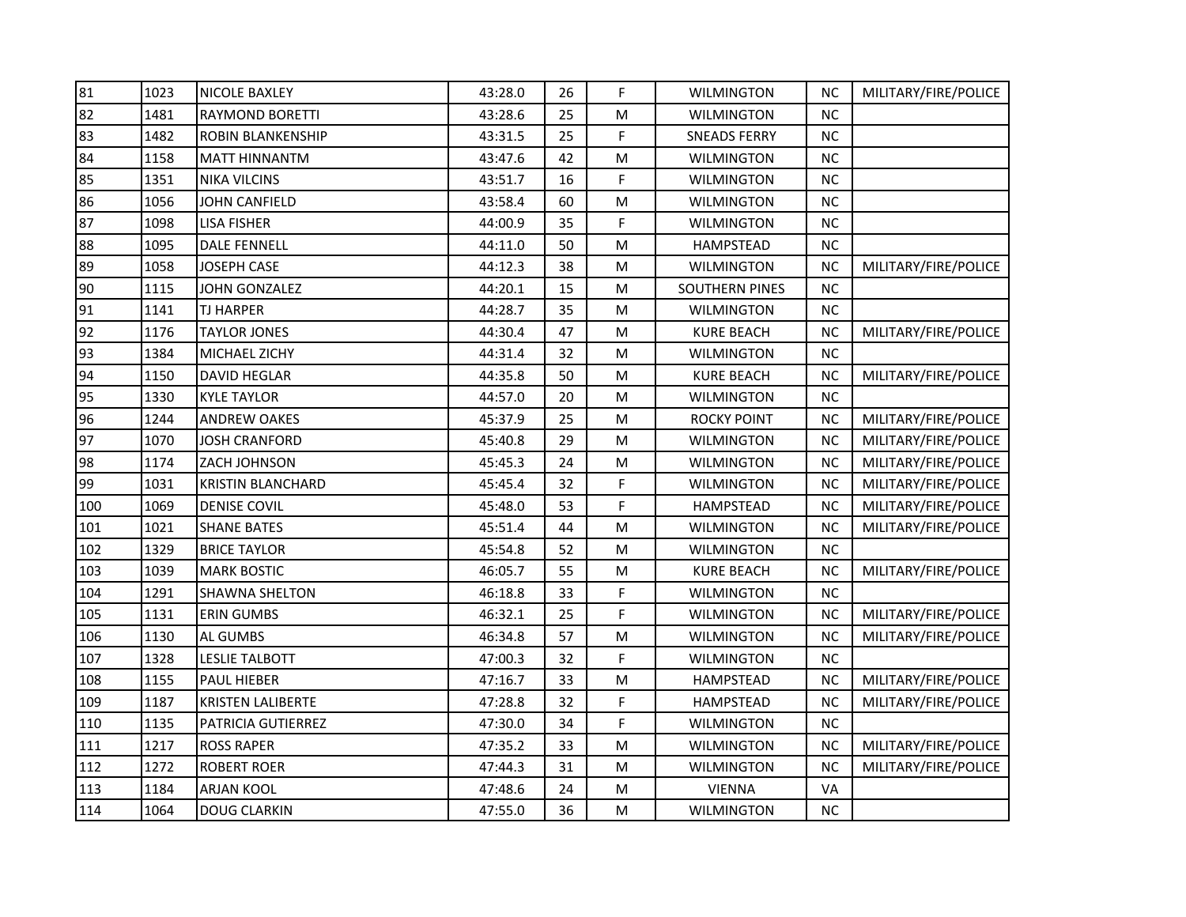| | | | | | | | | |
|---|---|---|---|---|---|---|---|---|
| 81 | 1023 | NICOLE BAXLEY | 43:28.0 | 26 | F | WILMINGTON | NC | MILITARY/FIRE/POLICE |
| 82 | 1481 | RAYMOND BORETTI | 43:28.6 | 25 | M | WILMINGTON | NC | |
| 83 | 1482 | ROBIN BLANKENSHIP | 43:31.5 | 25 | F | SNEADS FERRY | NC | |
| 84 | 1158 | MATT HINNANTM | 43:47.6 | 42 | M | WILMINGTON | NC | |
| 85 | 1351 | NIKA VILCINS | 43:51.7 | 16 | F | WILMINGTON | NC | |
| 86 | 1056 | JOHN CANFIELD | 43:58.4 | 60 | M | WILMINGTON | NC | |
| 87 | 1098 | LISA FISHER | 44:00.9 | 35 | F | WILMINGTON | NC | |
| 88 | 1095 | DALE FENNELL | 44:11.0 | 50 | M | HAMPSTEAD | NC | |
| 89 | 1058 | JOSEPH CASE | 44:12.3 | 38 | M | WILMINGTON | NC | MILITARY/FIRE/POLICE |
| 90 | 1115 | JOHN GONZALEZ | 44:20.1 | 15 | M | SOUTHERN PINES | NC | |
| 91 | 1141 | TJ HARPER | 44:28.7 | 35 | M | WILMINGTON | NC | |
| 92 | 1176 | TAYLOR JONES | 44:30.4 | 47 | M | KURE BEACH | NC | MILITARY/FIRE/POLICE |
| 93 | 1384 | MICHAEL ZICHY | 44:31.4 | 32 | M | WILMINGTON | NC | |
| 94 | 1150 | DAVID HEGLAR | 44:35.8 | 50 | M | KURE BEACH | NC | MILITARY/FIRE/POLICE |
| 95 | 1330 | KYLE TAYLOR | 44:57.0 | 20 | M | WILMINGTON | NC | |
| 96 | 1244 | ANDREW OAKES | 45:37.9 | 25 | M | ROCKY POINT | NC | MILITARY/FIRE/POLICE |
| 97 | 1070 | JOSH CRANFORD | 45:40.8 | 29 | M | WILMINGTON | NC | MILITARY/FIRE/POLICE |
| 98 | 1174 | ZACH JOHNSON | 45:45.3 | 24 | M | WILMINGTON | NC | MILITARY/FIRE/POLICE |
| 99 | 1031 | KRISTIN BLANCHARD | 45:45.4 | 32 | F | WILMINGTON | NC | MILITARY/FIRE/POLICE |
| 100 | 1069 | DENISE COVIL | 45:48.0 | 53 | F | HAMPSTEAD | NC | MILITARY/FIRE/POLICE |
| 101 | 1021 | SHANE BATES | 45:51.4 | 44 | M | WILMINGTON | NC | MILITARY/FIRE/POLICE |
| 102 | 1329 | BRICE TAYLOR | 45:54.8 | 52 | M | WILMINGTON | NC | |
| 103 | 1039 | MARK BOSTIC | 46:05.7 | 55 | M | KURE BEACH | NC | MILITARY/FIRE/POLICE |
| 104 | 1291 | SHAWNA SHELTON | 46:18.8 | 33 | F | WILMINGTON | NC | |
| 105 | 1131 | ERIN GUMBS | 46:32.1 | 25 | F | WILMINGTON | NC | MILITARY/FIRE/POLICE |
| 106 | 1130 | AL GUMBS | 46:34.8 | 57 | M | WILMINGTON | NC | MILITARY/FIRE/POLICE |
| 107 | 1328 | LESLIE TALBOTT | 47:00.3 | 32 | F | WILMINGTON | NC | |
| 108 | 1155 | PAUL HIEBER | 47:16.7 | 33 | M | HAMPSTEAD | NC | MILITARY/FIRE/POLICE |
| 109 | 1187 | KRISTEN LALIBERTE | 47:28.8 | 32 | F | HAMPSTEAD | NC | MILITARY/FIRE/POLICE |
| 110 | 1135 | PATRICIA GUTIERREZ | 47:30.0 | 34 | F | WILMINGTON | NC | |
| 111 | 1217 | ROSS RAPER | 47:35.2 | 33 | M | WILMINGTON | NC | MILITARY/FIRE/POLICE |
| 112 | 1272 | ROBERT ROER | 47:44.3 | 31 | M | WILMINGTON | NC | MILITARY/FIRE/POLICE |
| 113 | 1184 | ARJAN KOOL | 47:48.6 | 24 | M | VIENNA | VA | |
| 114 | 1064 | DOUG CLARKIN | 47:55.0 | 36 | M | WILMINGTON | NC | |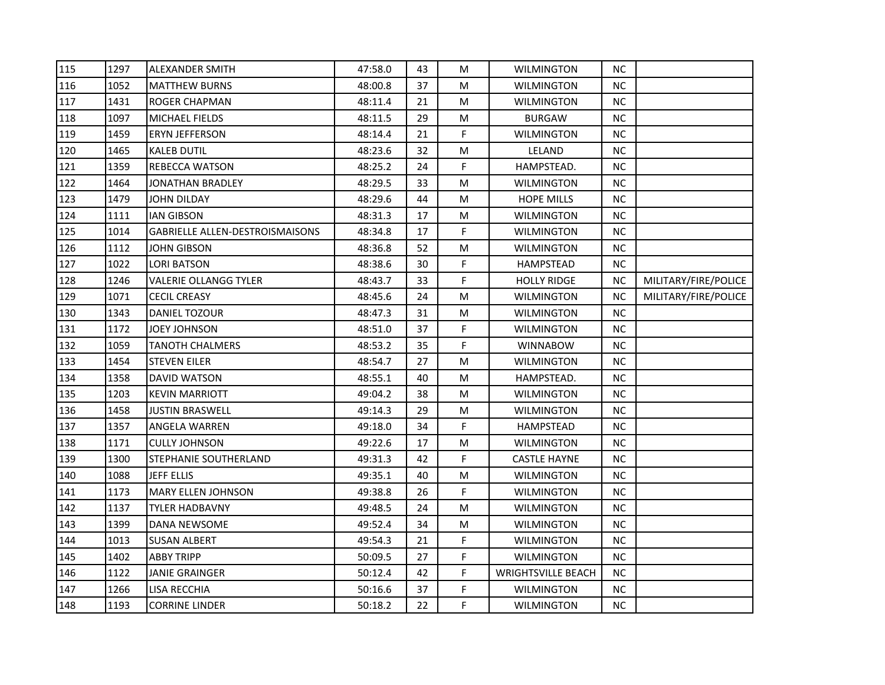| 115 | 1297 | ALEXANDER SMITH | 47:58.0 | 43 | M | WILMINGTON | NC | |
|---|---|---|---|---|---|---|---|---|
| 116 | 1052 | MATTHEW BURNS | 48:00.8 | 37 | M | WILMINGTON | NC | |
| 117 | 1431 | ROGER CHAPMAN | 48:11.4 | 21 | M | WILMINGTON | NC | |
| 118 | 1097 | MICHAEL FIELDS | 48:11.5 | 29 | M | BURGAW | NC | |
| 119 | 1459 | ERYN JEFFERSON | 48:14.4 | 21 | F | WILMINGTON | NC | |
| 120 | 1465 | KALEB DUTIL | 48:23.6 | 32 | M | LELAND | NC | |
| 121 | 1359 | REBECCA WATSON | 48:25.2 | 24 | F | HAMPSTEAD. | NC | |
| 122 | 1464 | JONATHAN BRADLEY | 48:29.5 | 33 | M | WILMINGTON | NC | |
| 123 | 1479 | JOHN DILDAY | 48:29.6 | 44 | M | HOPE MILLS | NC | |
| 124 | 1111 | IAN GIBSON | 48:31.3 | 17 | M | WILMINGTON | NC | |
| 125 | 1014 | GABRIELLE ALLEN-DESTROISMAISONS | 48:34.8 | 17 | F | WILMINGTON | NC | |
| 126 | 1112 | JOHN GIBSON | 48:36.8 | 52 | M | WILMINGTON | NC | |
| 127 | 1022 | LORI BATSON | 48:38.6 | 30 | F | HAMPSTEAD | NC | |
| 128 | 1246 | VALERIE OLLANGG TYLER | 48:43.7 | 33 | F | HOLLY RIDGE | NC | MILITARY/FIRE/POLICE |
| 129 | 1071 | CECIL CREASY | 48:45.6 | 24 | M | WILMINGTON | NC | MILITARY/FIRE/POLICE |
| 130 | 1343 | DANIEL TOZOUR | 48:47.3 | 31 | M | WILMINGTON | NC | |
| 131 | 1172 | JOEY JOHNSON | 48:51.0 | 37 | F | WILMINGTON | NC | |
| 132 | 1059 | TANOTH CHALMERS | 48:53.2 | 35 | F | WINNABOW | NC | |
| 133 | 1454 | STEVEN EILER | 48:54.7 | 27 | M | WILMINGTON | NC | |
| 134 | 1358 | DAVID WATSON | 48:55.1 | 40 | M | HAMPSTEAD. | NC | |
| 135 | 1203 | KEVIN MARRIOTT | 49:04.2 | 38 | M | WILMINGTON | NC | |
| 136 | 1458 | JUSTIN BRASWELL | 49:14.3 | 29 | M | WILMINGTON | NC | |
| 137 | 1357 | ANGELA WARREN | 49:18.0 | 34 | F | HAMPSTEAD | NC | |
| 138 | 1171 | CULLY JOHNSON | 49:22.6 | 17 | M | WILMINGTON | NC | |
| 139 | 1300 | STEPHANIE SOUTHERLAND | 49:31.3 | 42 | F | CASTLE HAYNE | NC | |
| 140 | 1088 | JEFF ELLIS | 49:35.1 | 40 | M | WILMINGTON | NC | |
| 141 | 1173 | MARY ELLEN JOHNSON | 49:38.8 | 26 | F | WILMINGTON | NC | |
| 142 | 1137 | TYLER HADBAVNY | 49:48.5 | 24 | M | WILMINGTON | NC | |
| 143 | 1399 | DANA NEWSOME | 49:52.4 | 34 | M | WILMINGTON | NC | |
| 144 | 1013 | SUSAN ALBERT | 49:54.3 | 21 | F | WILMINGTON | NC | |
| 145 | 1402 | ABBY TRIPP | 50:09.5 | 27 | F | WILMINGTON | NC | |
| 146 | 1122 | JANIE GRAINGER | 50:12.4 | 42 | F | WRIGHTSVILLE BEACH | NC | |
| 147 | 1266 | LISA RECCHIA | 50:16.6 | 37 | F | WILMINGTON | NC | |
| 148 | 1193 | CORRINE LINDER | 50:18.2 | 22 | F | WILMINGTON | NC | |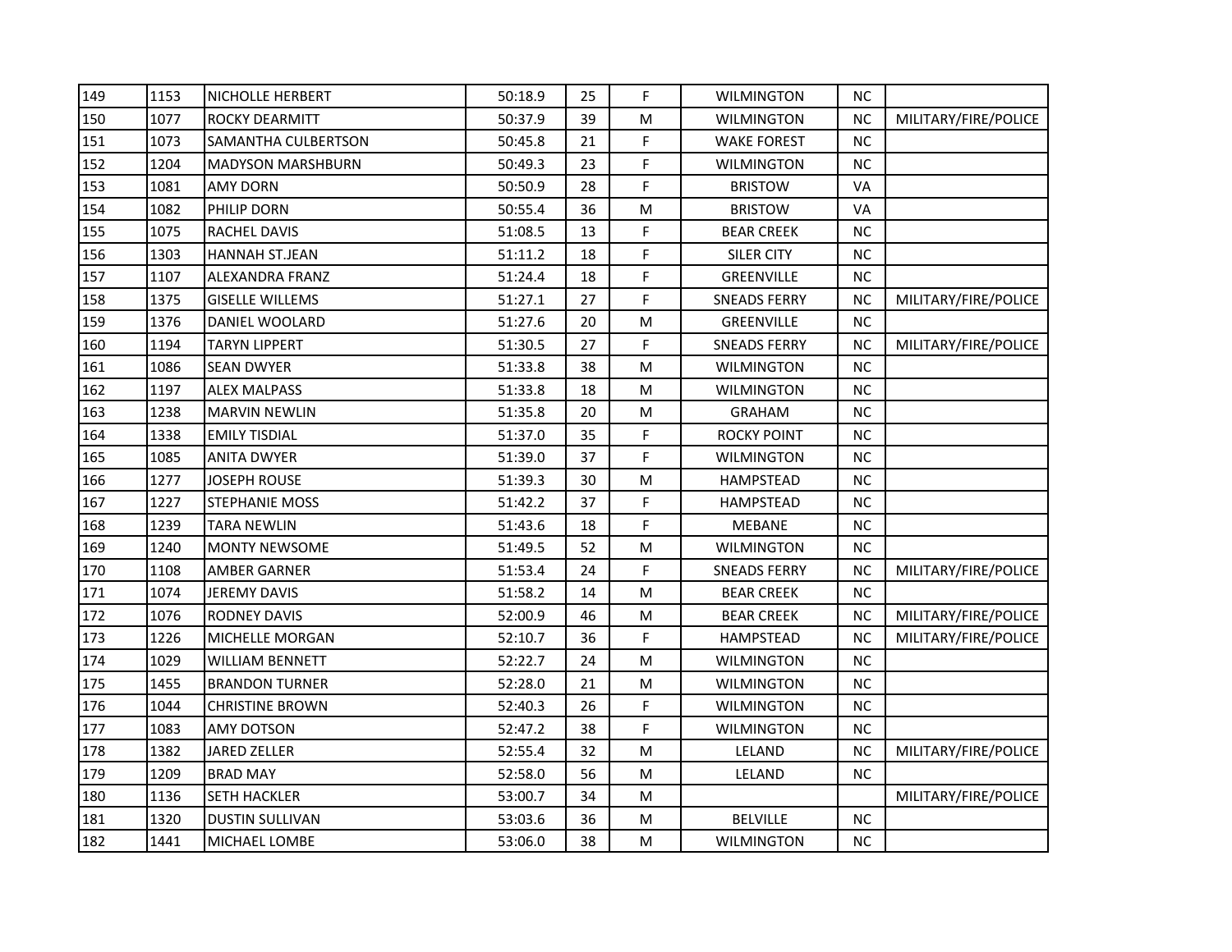| | | | | | | | | |
|---|---|---|---|---|---|---|---|---|
| 149 | 1153 | NICHOLLE HERBERT | 50:18.9 | 25 | F | WILMINGTON | NC | |
| 150 | 1077 | ROCKY DEARMITT | 50:37.9 | 39 | M | WILMINGTON | NC | MILITARY/FIRE/POLICE |
| 151 | 1073 | SAMANTHA CULBERTSON | 50:45.8 | 21 | F | WAKE FOREST | NC | |
| 152 | 1204 | MADYSON MARSHBURN | 50:49.3 | 23 | F | WILMINGTON | NC | |
| 153 | 1081 | AMY DORN | 50:50.9 | 28 | F | BRISTOW | VA | |
| 154 | 1082 | PHILIP DORN | 50:55.4 | 36 | M | BRISTOW | VA | |
| 155 | 1075 | RACHEL DAVIS | 51:08.5 | 13 | F | BEAR CREEK | NC | |
| 156 | 1303 | HANNAH ST.JEAN | 51:11.2 | 18 | F | SILER CITY | NC | |
| 157 | 1107 | ALEXANDRA FRANZ | 51:24.4 | 18 | F | GREENVILLE | NC | |
| 158 | 1375 | GISELLE WILLEMS | 51:27.1 | 27 | F | SNEADS FERRY | NC | MILITARY/FIRE/POLICE |
| 159 | 1376 | DANIEL WOOLARD | 51:27.6 | 20 | M | GREENVILLE | NC | |
| 160 | 1194 | TARYN LIPPERT | 51:30.5 | 27 | F | SNEADS FERRY | NC | MILITARY/FIRE/POLICE |
| 161 | 1086 | SEAN DWYER | 51:33.8 | 38 | M | WILMINGTON | NC | |
| 162 | 1197 | ALEX MALPASS | 51:33.8 | 18 | M | WILMINGTON | NC | |
| 163 | 1238 | MARVIN NEWLIN | 51:35.8 | 20 | M | GRAHAM | NC | |
| 164 | 1338 | EMILY TISDIAL | 51:37.0 | 35 | F | ROCKY POINT | NC | |
| 165 | 1085 | ANITA DWYER | 51:39.0 | 37 | F | WILMINGTON | NC | |
| 166 | 1277 | JOSEPH ROUSE | 51:39.3 | 30 | M | HAMPSTEAD | NC | |
| 167 | 1227 | STEPHANIE MOSS | 51:42.2 | 37 | F | HAMPSTEAD | NC | |
| 168 | 1239 | TARA NEWLIN | 51:43.6 | 18 | F | MEBANE | NC | |
| 169 | 1240 | MONTY NEWSOME | 51:49.5 | 52 | M | WILMINGTON | NC | |
| 170 | 1108 | AMBER GARNER | 51:53.4 | 24 | F | SNEADS FERRY | NC | MILITARY/FIRE/POLICE |
| 171 | 1074 | JEREMY DAVIS | 51:58.2 | 14 | M | BEAR CREEK | NC | |
| 172 | 1076 | RODNEY DAVIS | 52:00.9 | 46 | M | BEAR CREEK | NC | MILITARY/FIRE/POLICE |
| 173 | 1226 | MICHELLE MORGAN | 52:10.7 | 36 | F | HAMPSTEAD | NC | MILITARY/FIRE/POLICE |
| 174 | 1029 | WILLIAM BENNETT | 52:22.7 | 24 | M | WILMINGTON | NC | |
| 175 | 1455 | BRANDON TURNER | 52:28.0 | 21 | M | WILMINGTON | NC | |
| 176 | 1044 | CHRISTINE BROWN | 52:40.3 | 26 | F | WILMINGTON | NC | |
| 177 | 1083 | AMY DOTSON | 52:47.2 | 38 | F | WILMINGTON | NC | |
| 178 | 1382 | JARED ZELLER | 52:55.4 | 32 | M | LELAND | NC | MILITARY/FIRE/POLICE |
| 179 | 1209 | BRAD MAY | 52:58.0 | 56 | M | LELAND | NC | |
| 180 | 1136 | SETH HACKLER | 53:00.7 | 34 | M | | | MILITARY/FIRE/POLICE |
| 181 | 1320 | DUSTIN SULLIVAN | 53:03.6 | 36 | M | BELVILLE | NC | |
| 182 | 1441 | MICHAEL LOMBE | 53:06.0 | 38 | M | WILMINGTON | NC | |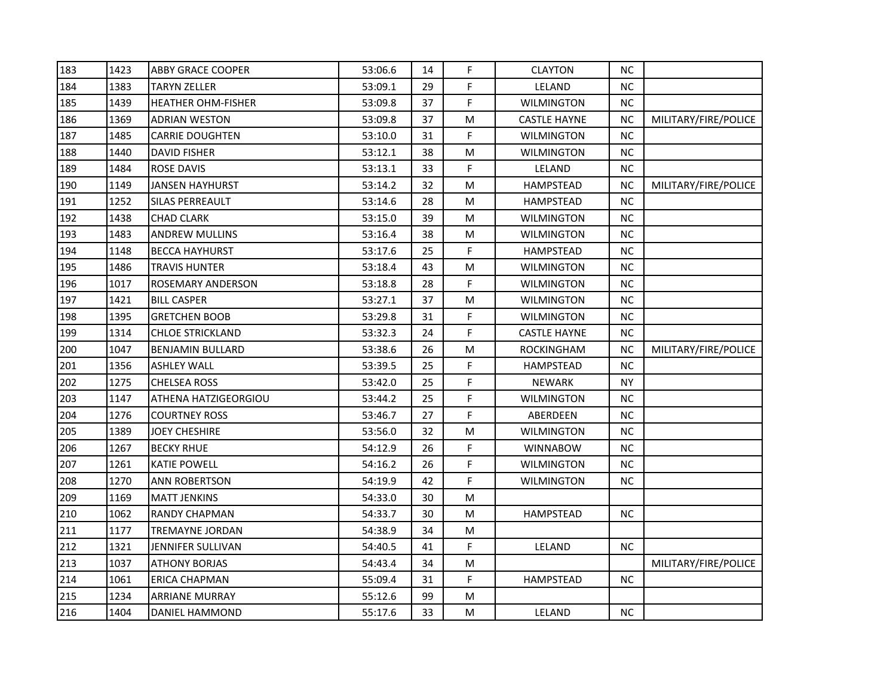| | | | | | | | | |
|---|---|---|---|---|---|---|---|---|
| 183 | 1423 | ABBY GRACE COOPER | 53:06.6 | 14 | F | CLAYTON | NC | |
| 184 | 1383 | TARYN ZELLER | 53:09.1 | 29 | F | LELAND | NC | |
| 185 | 1439 | HEATHER OHM-FISHER | 53:09.8 | 37 | F | WILMINGTON | NC | |
| 186 | 1369 | ADRIAN WESTON | 53:09.8 | 37 | M | CASTLE HAYNE | NC | MILITARY/FIRE/POLICE |
| 187 | 1485 | CARRIE DOUGHTEN | 53:10.0 | 31 | F | WILMINGTON | NC | |
| 188 | 1440 | DAVID FISHER | 53:12.1 | 38 | M | WILMINGTON | NC | |
| 189 | 1484 | ROSE DAVIS | 53:13.1 | 33 | F | LELAND | NC | |
| 190 | 1149 | JANSEN HAYHURST | 53:14.2 | 32 | M | HAMPSTEAD | NC | MILITARY/FIRE/POLICE |
| 191 | 1252 | SILAS PERREAULT | 53:14.6 | 28 | M | HAMPSTEAD | NC | |
| 192 | 1438 | CHAD CLARK | 53:15.0 | 39 | M | WILMINGTON | NC | |
| 193 | 1483 | ANDREW MULLINS | 53:16.4 | 38 | M | WILMINGTON | NC | |
| 194 | 1148 | BECCA HAYHURST | 53:17.6 | 25 | F | HAMPSTEAD | NC | |
| 195 | 1486 | TRAVIS HUNTER | 53:18.4 | 43 | M | WILMINGTON | NC | |
| 196 | 1017 | ROSEMARY ANDERSON | 53:18.8 | 28 | F | WILMINGTON | NC | |
| 197 | 1421 | BILL CASPER | 53:27.1 | 37 | M | WILMINGTON | NC | |
| 198 | 1395 | GRETCHEN BOOB | 53:29.8 | 31 | F | WILMINGTON | NC | |
| 199 | 1314 | CHLOE STRICKLAND | 53:32.3 | 24 | F | CASTLE HAYNE | NC | |
| 200 | 1047 | BENJAMIN BULLARD | 53:38.6 | 26 | M | ROCKINGHAM | NC | MILITARY/FIRE/POLICE |
| 201 | 1356 | ASHLEY WALL | 53:39.5 | 25 | F | HAMPSTEAD | NC | |
| 202 | 1275 | CHELSEA ROSS | 53:42.0 | 25 | F | NEWARK | NY | |
| 203 | 1147 | ATHENA HATZIGEORGIOU | 53:44.2 | 25 | F | WILMINGTON | NC | |
| 204 | 1276 | COURTNEY ROSS | 53:46.7 | 27 | F | ABERDEEN | NC | |
| 205 | 1389 | JOEY CHESHIRE | 53:56.0 | 32 | M | WILMINGTON | NC | |
| 206 | 1267 | BECKY RHUE | 54:12.9 | 26 | F | WINNABOW | NC | |
| 207 | 1261 | KATIE POWELL | 54:16.2 | 26 | F | WILMINGTON | NC | |
| 208 | 1270 | ANN ROBERTSON | 54:19.9 | 42 | F | WILMINGTON | NC | |
| 209 | 1169 | MATT JENKINS | 54:33.0 | 30 | M | | | |
| 210 | 1062 | RANDY CHAPMAN | 54:33.7 | 30 | M | HAMPSTEAD | NC | |
| 211 | 1177 | TREMAYNE JORDAN | 54:38.9 | 34 | M | | | |
| 212 | 1321 | JENNIFER SULLIVAN | 54:40.5 | 41 | F | LELAND | NC | |
| 213 | 1037 | ATHONY BORJAS | 54:43.4 | 34 | M | | | MILITARY/FIRE/POLICE |
| 214 | 1061 | ERICA CHAPMAN | 55:09.4 | 31 | F | HAMPSTEAD | NC | |
| 215 | 1234 | ARRIANE MURRAY | 55:12.6 | 99 | M | | | |
| 216 | 1404 | DANIEL HAMMOND | 55:17.6 | 33 | M | LELAND | NC | |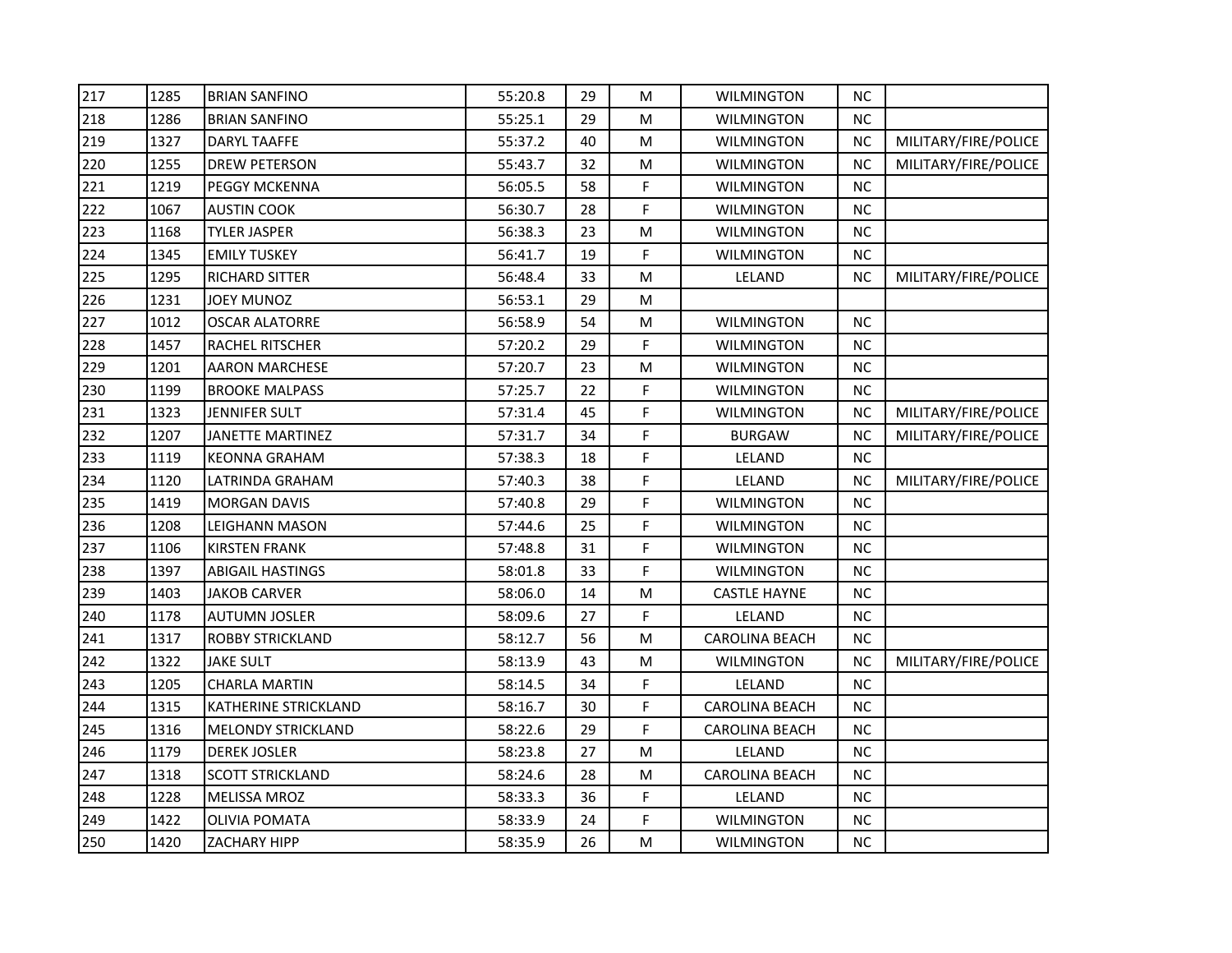| | | | | | | | | |
|---|---|---|---|---|---|---|---|---|
| 217 | 1285 | BRIAN SANFINO | 55:20.8 | 29 | M | WILMINGTON | NC | |
| 218 | 1286 | BRIAN SANFINO | 55:25.1 | 29 | M | WILMINGTON | NC | |
| 219 | 1327 | DARYL TAAFFE | 55:37.2 | 40 | M | WILMINGTON | NC | MILITARY/FIRE/POLICE |
| 220 | 1255 | DREW PETERSON | 55:43.7 | 32 | M | WILMINGTON | NC | MILITARY/FIRE/POLICE |
| 221 | 1219 | PEGGY MCKENNA | 56:05.5 | 58 | F | WILMINGTON | NC | |
| 222 | 1067 | AUSTIN COOK | 56:30.7 | 28 | F | WILMINGTON | NC | |
| 223 | 1168 | TYLER JASPER | 56:38.3 | 23 | M | WILMINGTON | NC | |
| 224 | 1345 | EMILY TUSKEY | 56:41.7 | 19 | F | WILMINGTON | NC | |
| 225 | 1295 | RICHARD SITTER | 56:48.4 | 33 | M | LELAND | NC | MILITARY/FIRE/POLICE |
| 226 | 1231 | JOEY MUNOZ | 56:53.1 | 29 | M | | | |
| 227 | 1012 | OSCAR ALATORRE | 56:58.9 | 54 | M | WILMINGTON | NC | |
| 228 | 1457 | RACHEL RITSCHER | 57:20.2 | 29 | F | WILMINGTON | NC | |
| 229 | 1201 | AARON MARCHESE | 57:20.7 | 23 | M | WILMINGTON | NC | |
| 230 | 1199 | BROOKE MALPASS | 57:25.7 | 22 | F | WILMINGTON | NC | |
| 231 | 1323 | JENNIFER SULT | 57:31.4 | 45 | F | WILMINGTON | NC | MILITARY/FIRE/POLICE |
| 232 | 1207 | JANETTE MARTINEZ | 57:31.7 | 34 | F | BURGAW | NC | MILITARY/FIRE/POLICE |
| 233 | 1119 | KEONNA GRAHAM | 57:38.3 | 18 | F | LELAND | NC | |
| 234 | 1120 | LATRINDA GRAHAM | 57:40.3 | 38 | F | LELAND | NC | MILITARY/FIRE/POLICE |
| 235 | 1419 | MORGAN DAVIS | 57:40.8 | 29 | F | WILMINGTON | NC | |
| 236 | 1208 | LEIGHANN MASON | 57:44.6 | 25 | F | WILMINGTON | NC | |
| 237 | 1106 | KIRSTEN FRANK | 57:48.8 | 31 | F | WILMINGTON | NC | |
| 238 | 1397 | ABIGAIL HASTINGS | 58:01.8 | 33 | F | WILMINGTON | NC | |
| 239 | 1403 | JAKOB CARVER | 58:06.0 | 14 | M | CASTLE HAYNE | NC | |
| 240 | 1178 | AUTUMN JOSLER | 58:09.6 | 27 | F | LELAND | NC | |
| 241 | 1317 | ROBBY STRICKLAND | 58:12.7 | 56 | M | CAROLINA BEACH | NC | |
| 242 | 1322 | JAKE SULT | 58:13.9 | 43 | M | WILMINGTON | NC | MILITARY/FIRE/POLICE |
| 243 | 1205 | CHARLA MARTIN | 58:14.5 | 34 | F | LELAND | NC | |
| 244 | 1315 | KATHERINE STRICKLAND | 58:16.7 | 30 | F | CAROLINA BEACH | NC | |
| 245 | 1316 | MELONDY STRICKLAND | 58:22.6 | 29 | F | CAROLINA BEACH | NC | |
| 246 | 1179 | DEREK JOSLER | 58:23.8 | 27 | M | LELAND | NC | |
| 247 | 1318 | SCOTT STRICKLAND | 58:24.6 | 28 | M | CAROLINA BEACH | NC | |
| 248 | 1228 | MELISSA MROZ | 58:33.3 | 36 | F | LELAND | NC | |
| 249 | 1422 | OLIVIA POMATA | 58:33.9 | 24 | F | WILMINGTON | NC | |
| 250 | 1420 | ZACHARY HIPP | 58:35.9 | 26 | M | WILMINGTON | NC | |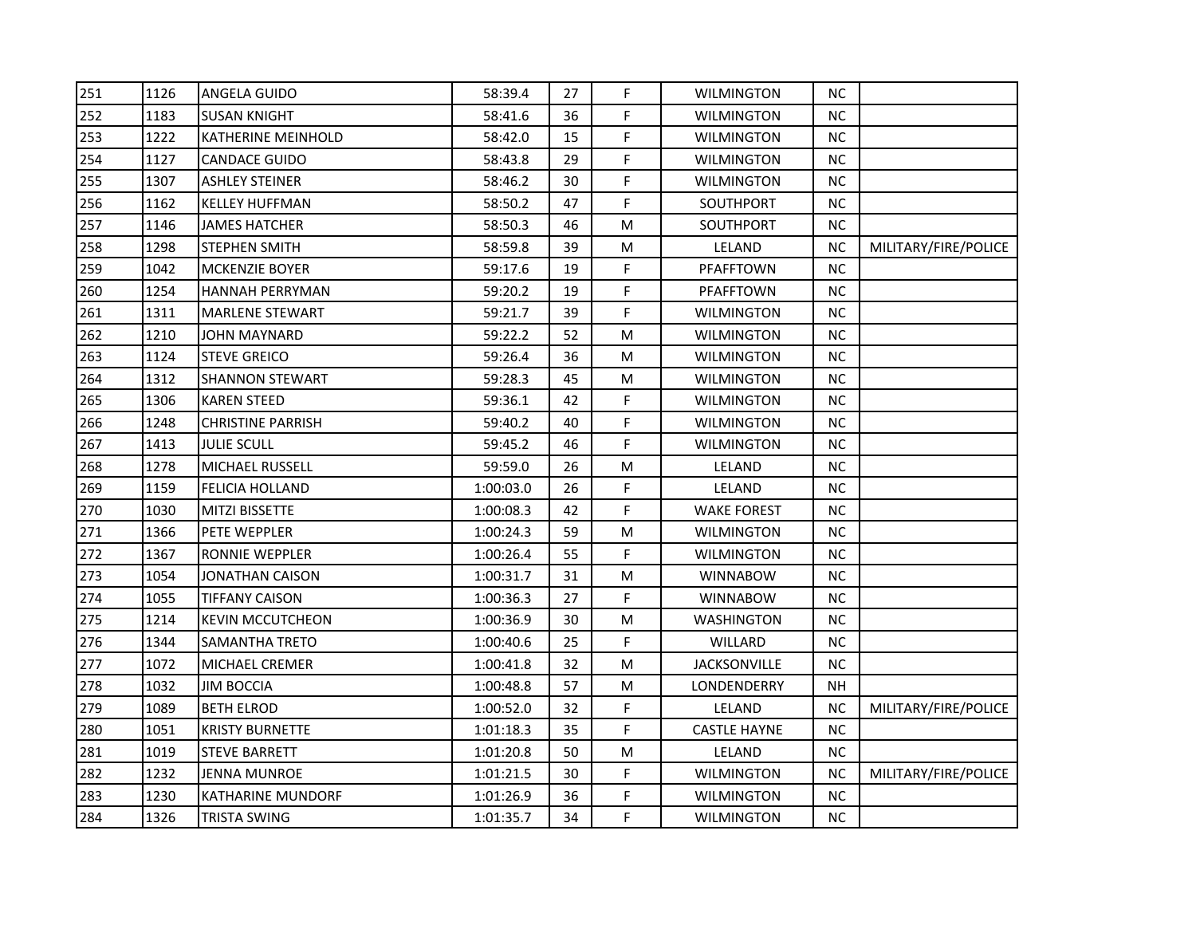| | | | | | | | | |
|---|---|---|---|---|---|---|---|---|
| 251 | 1126 | ANGELA GUIDO | 58:39.4 | 27 | F | WILMINGTON | NC | |
| 252 | 1183 | SUSAN KNIGHT | 58:41.6 | 36 | F | WILMINGTON | NC | |
| 253 | 1222 | KATHERINE MEINHOLD | 58:42.0 | 15 | F | WILMINGTON | NC | |
| 254 | 1127 | CANDACE GUIDO | 58:43.8 | 29 | F | WILMINGTON | NC | |
| 255 | 1307 | ASHLEY STEINER | 58:46.2 | 30 | F | WILMINGTON | NC | |
| 256 | 1162 | KELLEY HUFFMAN | 58:50.2 | 47 | F | SOUTHPORT | NC | |
| 257 | 1146 | JAMES HATCHER | 58:50.3 | 46 | M | SOUTHPORT | NC | |
| 258 | 1298 | STEPHEN SMITH | 58:59.8 | 39 | M | LELAND | NC | MILITARY/FIRE/POLICE |
| 259 | 1042 | MCKENZIE BOYER | 59:17.6 | 19 | F | PFAFFTOWN | NC | |
| 260 | 1254 | HANNAH PERRYMAN | 59:20.2 | 19 | F | PFAFFTOWN | NC | |
| 261 | 1311 | MARLENE STEWART | 59:21.7 | 39 | F | WILMINGTON | NC | |
| 262 | 1210 | JOHN MAYNARD | 59:22.2 | 52 | M | WILMINGTON | NC | |
| 263 | 1124 | STEVE GREICO | 59:26.4 | 36 | M | WILMINGTON | NC | |
| 264 | 1312 | SHANNON STEWART | 59:28.3 | 45 | M | WILMINGTON | NC | |
| 265 | 1306 | KAREN STEED | 59:36.1 | 42 | F | WILMINGTON | NC | |
| 266 | 1248 | CHRISTINE PARRISH | 59:40.2 | 40 | F | WILMINGTON | NC | |
| 267 | 1413 | JULIE SCULL | 59:45.2 | 46 | F | WILMINGTON | NC | |
| 268 | 1278 | MICHAEL RUSSELL | 59:59.0 | 26 | M | LELAND | NC | |
| 269 | 1159 | FELICIA HOLLAND | 1:00:03.0 | 26 | F | LELAND | NC | |
| 270 | 1030 | MITZI BISSETTE | 1:00:08.3 | 42 | F | WAKE FOREST | NC | |
| 271 | 1366 | PETE WEPPLER | 1:00:24.3 | 59 | M | WILMINGTON | NC | |
| 272 | 1367 | RONNIE WEPPLER | 1:00:26.4 | 55 | F | WILMINGTON | NC | |
| 273 | 1054 | JONATHAN CAISON | 1:00:31.7 | 31 | M | WINNABOW | NC | |
| 274 | 1055 | TIFFANY CAISON | 1:00:36.3 | 27 | F | WINNABOW | NC | |
| 275 | 1214 | KEVIN MCCUTCHEON | 1:00:36.9 | 30 | M | WASHINGTON | NC | |
| 276 | 1344 | SAMANTHA TRETO | 1:00:40.6 | 25 | F | WILLARD | NC | |
| 277 | 1072 | MICHAEL CREMER | 1:00:41.8 | 32 | M | JACKSONVILLE | NC | |
| 278 | 1032 | JIM BOCCIA | 1:00:48.8 | 57 | M | LONDENDERRY | NH | |
| 279 | 1089 | BETH ELROD | 1:00:52.0 | 32 | F | LELAND | NC | MILITARY/FIRE/POLICE |
| 280 | 1051 | KRISTY BURNETTE | 1:01:18.3 | 35 | F | CASTLE HAYNE | NC | |
| 281 | 1019 | STEVE BARRETT | 1:01:20.8 | 50 | M | LELAND | NC | |
| 282 | 1232 | JENNA MUNROE | 1:01:21.5 | 30 | F | WILMINGTON | NC | MILITARY/FIRE/POLICE |
| 283 | 1230 | KATHARINE MUNDORF | 1:01:26.9 | 36 | F | WILMINGTON | NC | |
| 284 | 1326 | TRISTA SWING | 1:01:35.7 | 34 | F | WILMINGTON | NC | |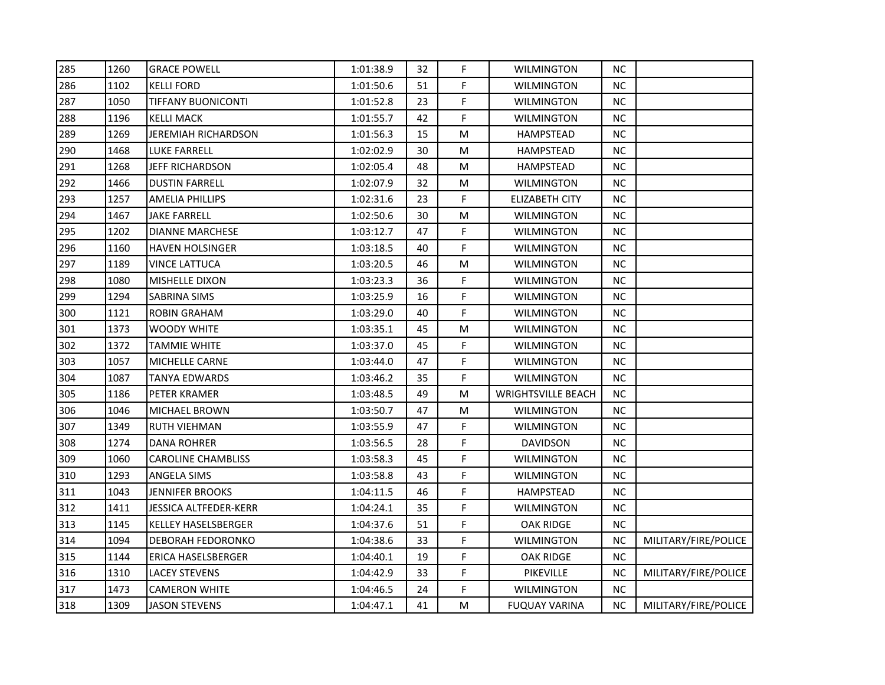| | | | | | | | | |
|---|---|---|---|---|---|---|---|---|
| 285 | 1260 | GRACE POWELL | 1:01:38.9 | 32 | F | WILMINGTON | NC | |
| 286 | 1102 | KELLI FORD | 1:01:50.6 | 51 | F | WILMINGTON | NC | |
| 287 | 1050 | TIFFANY BUONICONTI | 1:01:52.8 | 23 | F | WILMINGTON | NC | |
| 288 | 1196 | KELLI MACK | 1:01:55.7 | 42 | F | WILMINGTON | NC | |
| 289 | 1269 | JEREMIAH RICHARDSON | 1:01:56.3 | 15 | M | HAMPSTEAD | NC | |
| 290 | 1468 | LUKE FARRELL | 1:02:02.9 | 30 | M | HAMPSTEAD | NC | |
| 291 | 1268 | JEFF RICHARDSON | 1:02:05.4 | 48 | M | HAMPSTEAD | NC | |
| 292 | 1466 | DUSTIN FARRELL | 1:02:07.9 | 32 | M | WILMINGTON | NC | |
| 293 | 1257 | AMELIA PHILLIPS | 1:02:31.6 | 23 | F | ELIZABETH CITY | NC | |
| 294 | 1467 | JAKE FARRELL | 1:02:50.6 | 30 | M | WILMINGTON | NC | |
| 295 | 1202 | DIANNE MARCHESE | 1:03:12.7 | 47 | F | WILMINGTON | NC | |
| 296 | 1160 | HAVEN HOLSINGER | 1:03:18.5 | 40 | F | WILMINGTON | NC | |
| 297 | 1189 | VINCE LATTUCA | 1:03:20.5 | 46 | M | WILMINGTON | NC | |
| 298 | 1080 | MISHELLE DIXON | 1:03:23.3 | 36 | F | WILMINGTON | NC | |
| 299 | 1294 | SABRINA SIMS | 1:03:25.9 | 16 | F | WILMINGTON | NC | |
| 300 | 1121 | ROBIN GRAHAM | 1:03:29.0 | 40 | F | WILMINGTON | NC | |
| 301 | 1373 | WOODY WHITE | 1:03:35.1 | 45 | M | WILMINGTON | NC | |
| 302 | 1372 | TAMMIE WHITE | 1:03:37.0 | 45 | F | WILMINGTON | NC | |
| 303 | 1057 | MICHELLE CARNE | 1:03:44.0 | 47 | F | WILMINGTON | NC | |
| 304 | 1087 | TANYA EDWARDS | 1:03:46.2 | 35 | F | WILMINGTON | NC | |
| 305 | 1186 | PETER KRAMER | 1:03:48.5 | 49 | M | WRIGHTSVILLE BEACH | NC | |
| 306 | 1046 | MICHAEL BROWN | 1:03:50.7 | 47 | M | WILMINGTON | NC | |
| 307 | 1349 | RUTH VIEHMAN | 1:03:55.9 | 47 | F | WILMINGTON | NC | |
| 308 | 1274 | DANA ROHRER | 1:03:56.5 | 28 | F | DAVIDSON | NC | |
| 309 | 1060 | CAROLINE CHAMBLISS | 1:03:58.3 | 45 | F | WILMINGTON | NC | |
| 310 | 1293 | ANGELA SIMS | 1:03:58.8 | 43 | F | WILMINGTON | NC | |
| 311 | 1043 | JENNIFER BROOKS | 1:04:11.5 | 46 | F | HAMPSTEAD | NC | |
| 312 | 1411 | JESSICA ALTFEDER-KERR | 1:04:24.1 | 35 | F | WILMINGTON | NC | |
| 313 | 1145 | KELLEY HASELSBERGER | 1:04:37.6 | 51 | F | OAK RIDGE | NC | |
| 314 | 1094 | DEBORAH FEDORONKO | 1:04:38.6 | 33 | F | WILMINGTON | NC | MILITARY/FIRE/POLICE |
| 315 | 1144 | ERICA HASELSBERGER | 1:04:40.1 | 19 | F | OAK RIDGE | NC | |
| 316 | 1310 | LACEY STEVENS | 1:04:42.9 | 33 | F | PIKEVILLE | NC | MILITARY/FIRE/POLICE |
| 317 | 1473 | CAMERON WHITE | 1:04:46.5 | 24 | F | WILMINGTON | NC | |
| 318 | 1309 | JASON STEVENS | 1:04:47.1 | 41 | M | FUQUAY VARINA | NC | MILITARY/FIRE/POLICE |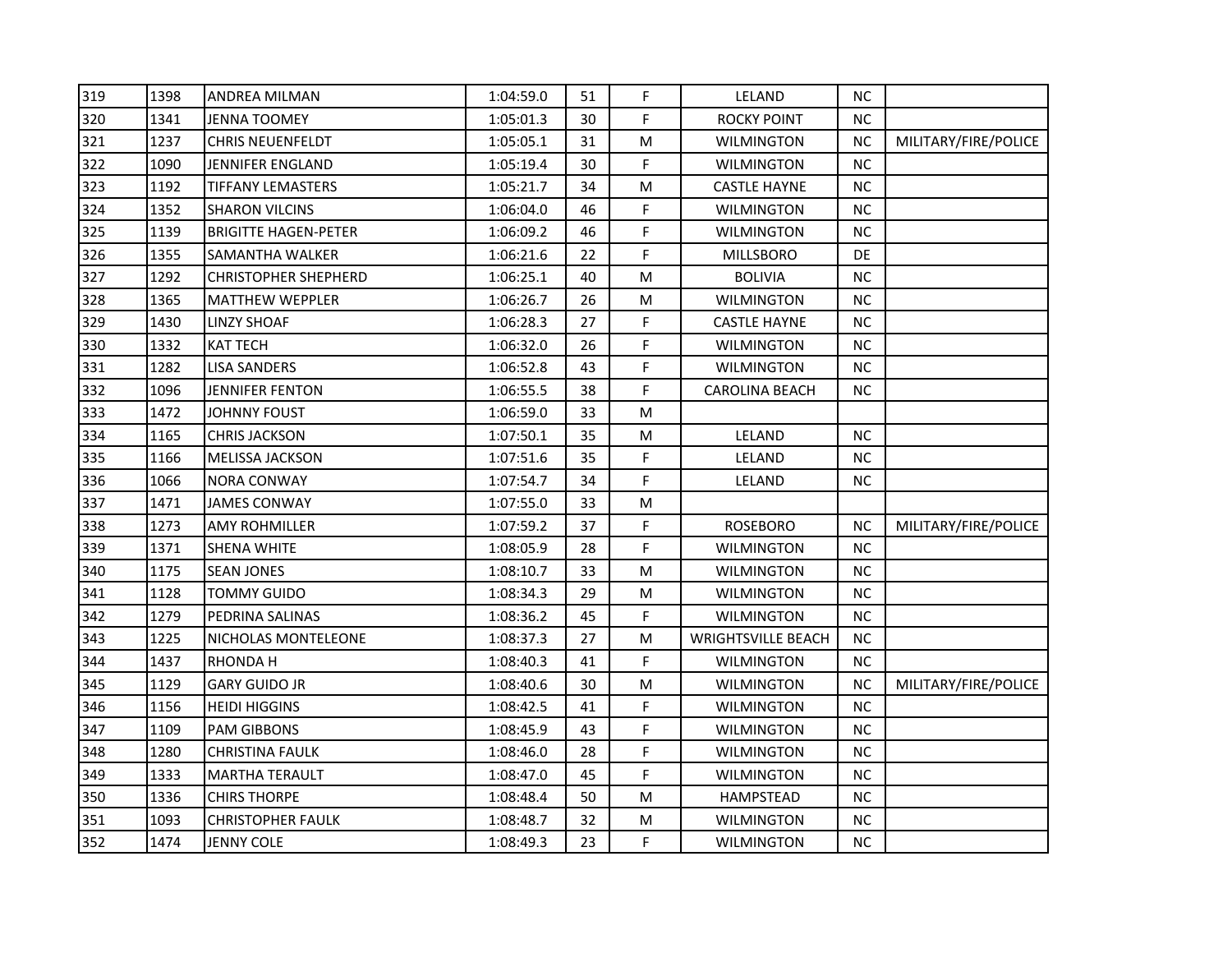| | | | | | | | | |
|---|---|---|---|---|---|---|---|---|
| 319 | 1398 | ANDREA MILMAN | 1:04:59.0 | 51 | F | LELAND | NC | |
| 320 | 1341 | JENNA TOOMEY | 1:05:01.3 | 30 | F | ROCKY POINT | NC | |
| 321 | 1237 | CHRIS NEUENFELDT | 1:05:05.1 | 31 | M | WILMINGTON | NC | MILITARY/FIRE/POLICE |
| 322 | 1090 | JENNIFER ENGLAND | 1:05:19.4 | 30 | F | WILMINGTON | NC | |
| 323 | 1192 | TIFFANY LEMASTERS | 1:05:21.7 | 34 | M | CASTLE HAYNE | NC | |
| 324 | 1352 | SHARON VILCINS | 1:06:04.0 | 46 | F | WILMINGTON | NC | |
| 325 | 1139 | BRIGITTE HAGEN-PETER | 1:06:09.2 | 46 | F | WILMINGTON | NC | |
| 326 | 1355 | SAMANTHA WALKER | 1:06:21.6 | 22 | F | MILLSBORO | DE | |
| 327 | 1292 | CHRISTOPHER SHEPHERD | 1:06:25.1 | 40 | M | BOLIVIA | NC | |
| 328 | 1365 | MATTHEW WEPPLER | 1:06:26.7 | 26 | M | WILMINGTON | NC | |
| 329 | 1430 | LINZY SHOAF | 1:06:28.3 | 27 | F | CASTLE HAYNE | NC | |
| 330 | 1332 | KAT TECH | 1:06:32.0 | 26 | F | WILMINGTON | NC | |
| 331 | 1282 | LISA SANDERS | 1:06:52.8 | 43 | F | WILMINGTON | NC | |
| 332 | 1096 | JENNIFER FENTON | 1:06:55.5 | 38 | F | CAROLINA BEACH | NC | |
| 333 | 1472 | JOHNNY FOUST | 1:06:59.0 | 33 | M | | | |
| 334 | 1165 | CHRIS JACKSON | 1:07:50.1 | 35 | M | LELAND | NC | |
| 335 | 1166 | MELISSA JACKSON | 1:07:51.6 | 35 | F | LELAND | NC | |
| 336 | 1066 | NORA CONWAY | 1:07:54.7 | 34 | F | LELAND | NC | |
| 337 | 1471 | JAMES CONWAY | 1:07:55.0 | 33 | M | | | |
| 338 | 1273 | AMY ROHMILLER | 1:07:59.2 | 37 | F | ROSEBORO | NC | MILITARY/FIRE/POLICE |
| 339 | 1371 | SHENA WHITE | 1:08:05.9 | 28 | F | WILMINGTON | NC | |
| 340 | 1175 | SEAN JONES | 1:08:10.7 | 33 | M | WILMINGTON | NC | |
| 341 | 1128 | TOMMY GUIDO | 1:08:34.3 | 29 | M | WILMINGTON | NC | |
| 342 | 1279 | PEDRINA SALINAS | 1:08:36.2 | 45 | F | WILMINGTON | NC | |
| 343 | 1225 | NICHOLAS MONTELEONE | 1:08:37.3 | 27 | M | WRIGHTSVILLE BEACH | NC | |
| 344 | 1437 | RHONDA H | 1:08:40.3 | 41 | F | WILMINGTON | NC | |
| 345 | 1129 | GARY GUIDO JR | 1:08:40.6 | 30 | M | WILMINGTON | NC | MILITARY/FIRE/POLICE |
| 346 | 1156 | HEIDI HIGGINS | 1:08:42.5 | 41 | F | WILMINGTON | NC | |
| 347 | 1109 | PAM GIBBONS | 1:08:45.9 | 43 | F | WILMINGTON | NC | |
| 348 | 1280 | CHRISTINA FAULK | 1:08:46.0 | 28 | F | WILMINGTON | NC | |
| 349 | 1333 | MARTHA TERAULT | 1:08:47.0 | 45 | F | WILMINGTON | NC | |
| 350 | 1336 | CHIRS THORPE | 1:08:48.4 | 50 | M | HAMPSTEAD | NC | |
| 351 | 1093 | CHRISTOPHER FAULK | 1:08:48.7 | 32 | M | WILMINGTON | NC | |
| 352 | 1474 | JENNY COLE | 1:08:49.3 | 23 | F | WILMINGTON | NC | |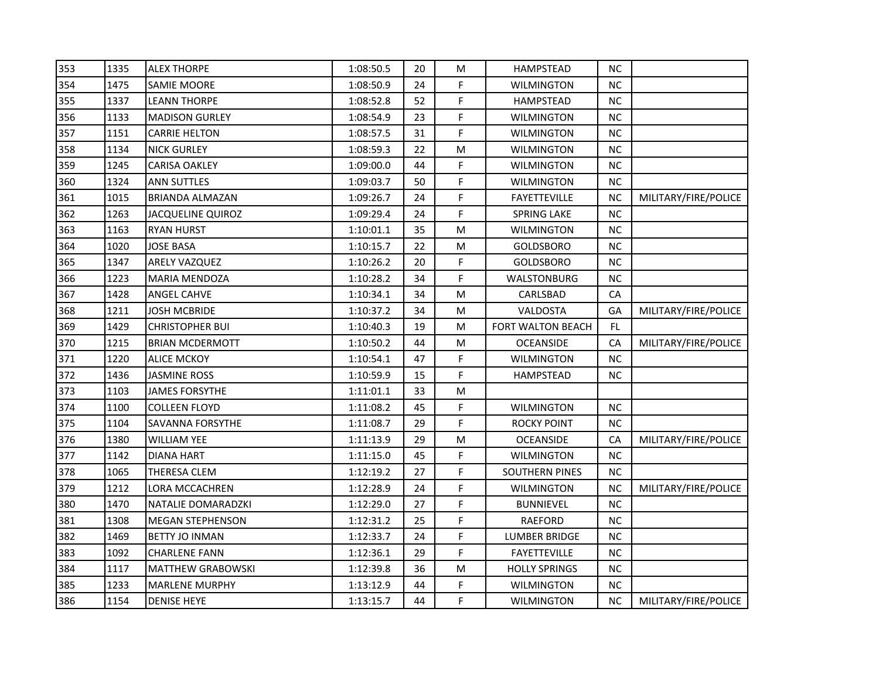| | | | | | | | | |
|---|---|---|---|---|---|---|---|---|
| 353 | 1335 | ALEX THORPE | 1:08:50.5 | 20 | M | HAMPSTEAD | NC | |
| 354 | 1475 | SAMIE MOORE | 1:08:50.9 | 24 | F | WILMINGTON | NC | |
| 355 | 1337 | LEANN THORPE | 1:08:52.8 | 52 | F | HAMPSTEAD | NC | |
| 356 | 1133 | MADISON GURLEY | 1:08:54.9 | 23 | F | WILMINGTON | NC | |
| 357 | 1151 | CARRIE HELTON | 1:08:57.5 | 31 | F | WILMINGTON | NC | |
| 358 | 1134 | NICK GURLEY | 1:08:59.3 | 22 | M | WILMINGTON | NC | |
| 359 | 1245 | CARISA OAKLEY | 1:09:00.0 | 44 | F | WILMINGTON | NC | |
| 360 | 1324 | ANN SUTTLES | 1:09:03.7 | 50 | F | WILMINGTON | NC | |
| 361 | 1015 | BRIANDA ALMAZAN | 1:09:26.7 | 24 | F | FAYETTEVILLE | NC | MILITARY/FIRE/POLICE |
| 362 | 1263 | JACQUELINE QUIROZ | 1:09:29.4 | 24 | F | SPRING LAKE | NC | |
| 363 | 1163 | RYAN HURST | 1:10:01.1 | 35 | M | WILMINGTON | NC | |
| 364 | 1020 | JOSE BASA | 1:10:15.7 | 22 | M | GOLDSBORO | NC | |
| 365 | 1347 | ARELY VAZQUEZ | 1:10:26.2 | 20 | F | GOLDSBORO | NC | |
| 366 | 1223 | MARIA MENDOZA | 1:10:28.2 | 34 | F | WALSTONBURG | NC | |
| 367 | 1428 | ANGEL CAHVE | 1:10:34.1 | 34 | M | CARLSBAD | CA | |
| 368 | 1211 | JOSH MCBRIDE | 1:10:37.2 | 34 | M | VALDOSTA | GA | MILITARY/FIRE/POLICE |
| 369 | 1429 | CHRISTOPHER BUI | 1:10:40.3 | 19 | M | FORT WALTON BEACH | FL | |
| 370 | 1215 | BRIAN MCDERMOTT | 1:10:50.2 | 44 | M | OCEANSIDE | CA | MILITARY/FIRE/POLICE |
| 371 | 1220 | ALICE MCKOY | 1:10:54.1 | 47 | F | WILMINGTON | NC | |
| 372 | 1436 | JASMINE ROSS | 1:10:59.9 | 15 | F | HAMPSTEAD | NC | |
| 373 | 1103 | JAMES FORSYTHE | 1:11:01.1 | 33 | M | | | |
| 374 | 1100 | COLLEEN FLOYD | 1:11:08.2 | 45 | F | WILMINGTON | NC | |
| 375 | 1104 | SAVANNA FORSYTHE | 1:11:08.7 | 29 | F | ROCKY POINT | NC | |
| 376 | 1380 | WILLIAM YEE | 1:11:13.9 | 29 | M | OCEANSIDE | CA | MILITARY/FIRE/POLICE |
| 377 | 1142 | DIANA HART | 1:11:15.0 | 45 | F | WILMINGTON | NC | |
| 378 | 1065 | THERESA CLEM | 1:12:19.2 | 27 | F | SOUTHERN PINES | NC | |
| 379 | 1212 | LORA MCCACHREN | 1:12:28.9 | 24 | F | WILMINGTON | NC | MILITARY/FIRE/POLICE |
| 380 | 1470 | NATALIE DOMARADZKI | 1:12:29.0 | 27 | F | BUNNIEVEL | NC | |
| 381 | 1308 | MEGAN STEPHENSON | 1:12:31.2 | 25 | F | RAEFORD | NC | |
| 382 | 1469 | BETTY JO INMAN | 1:12:33.7 | 24 | F | LUMBER BRIDGE | NC | |
| 383 | 1092 | CHARLENE FANN | 1:12:36.1 | 29 | F | FAYETTEVILLE | NC | |
| 384 | 1117 | MATTHEW GRABOWSKI | 1:12:39.8 | 36 | M | HOLLY SPRINGS | NC | |
| 385 | 1233 | MARLENE MURPHY | 1:13:12.9 | 44 | F | WILMINGTON | NC | |
| 386 | 1154 | DENISE HEYE | 1:13:15.7 | 44 | F | WILMINGTON | NC | MILITARY/FIRE/POLICE |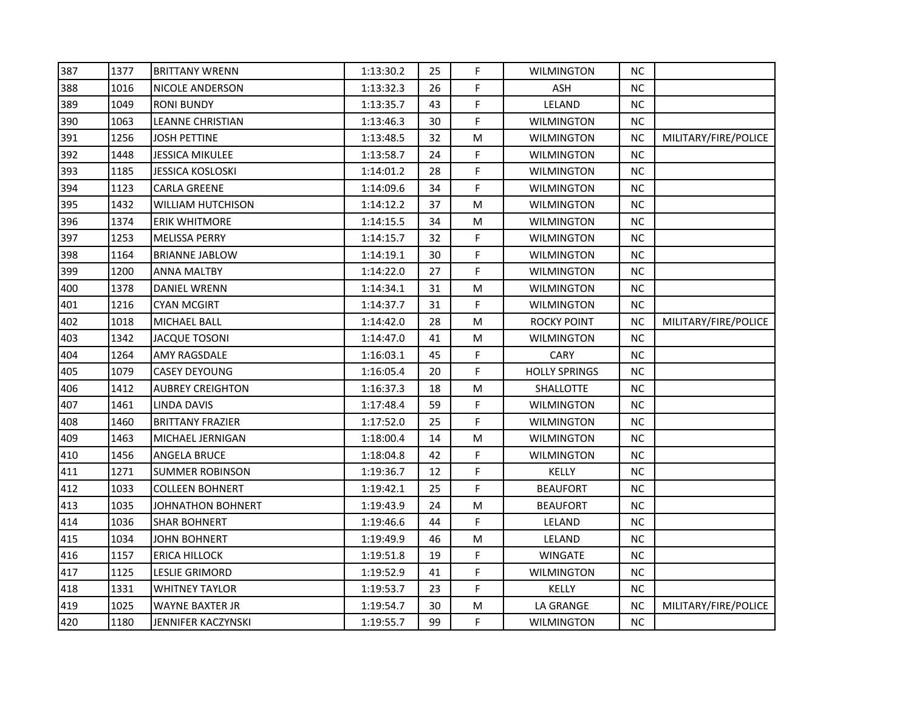| | | | | | | | | |
|---|---|---|---|---|---|---|---|---|
| 387 | 1377 | BRITTANY WRENN | 1:13:30.2 | 25 | F | WILMINGTON | NC | |
| 388 | 1016 | NICOLE ANDERSON | 1:13:32.3 | 26 | F | ASH | NC | |
| 389 | 1049 | RONI BUNDY | 1:13:35.7 | 43 | F | LELAND | NC | |
| 390 | 1063 | LEANNE CHRISTIAN | 1:13:46.3 | 30 | F | WILMINGTON | NC | |
| 391 | 1256 | JOSH PETTINE | 1:13:48.5 | 32 | M | WILMINGTON | NC | MILITARY/FIRE/POLICE |
| 392 | 1448 | JESSICA MIKULEE | 1:13:58.7 | 24 | F | WILMINGTON | NC | |
| 393 | 1185 | JESSICA KOSLOSKI | 1:14:01.2 | 28 | F | WILMINGTON | NC | |
| 394 | 1123 | CARLA GREENE | 1:14:09.6 | 34 | F | WILMINGTON | NC | |
| 395 | 1432 | WILLIAM HUTCHISON | 1:14:12.2 | 37 | M | WILMINGTON | NC | |
| 396 | 1374 | ERIK WHITMORE | 1:14:15.5 | 34 | M | WILMINGTON | NC | |
| 397 | 1253 | MELISSA PERRY | 1:14:15.7 | 32 | F | WILMINGTON | NC | |
| 398 | 1164 | BRIANNE JABLOW | 1:14:19.1 | 30 | F | WILMINGTON | NC | |
| 399 | 1200 | ANNA MALTBY | 1:14:22.0 | 27 | F | WILMINGTON | NC | |
| 400 | 1378 | DANIEL WRENN | 1:14:34.1 | 31 | M | WILMINGTON | NC | |
| 401 | 1216 | CYAN MCGIRT | 1:14:37.7 | 31 | F | WILMINGTON | NC | |
| 402 | 1018 | MICHAEL BALL | 1:14:42.0 | 28 | M | ROCKY POINT | NC | MILITARY/FIRE/POLICE |
| 403 | 1342 | JACQUE TOSONI | 1:14:47.0 | 41 | M | WILMINGTON | NC | |
| 404 | 1264 | AMY RAGSDALE | 1:16:03.1 | 45 | F | CARY | NC | |
| 405 | 1079 | CASEY DEYOUNG | 1:16:05.4 | 20 | F | HOLLY SPRINGS | NC | |
| 406 | 1412 | AUBREY CREIGHTON | 1:16:37.3 | 18 | M | SHALLOTTE | NC | |
| 407 | 1461 | LINDA DAVIS | 1:17:48.4 | 59 | F | WILMINGTON | NC | |
| 408 | 1460 | BRITTANY FRAZIER | 1:17:52.0 | 25 | F | WILMINGTON | NC | |
| 409 | 1463 | MICHAEL JERNIGAN | 1:18:00.4 | 14 | M | WILMINGTON | NC | |
| 410 | 1456 | ANGELA BRUCE | 1:18:04.8 | 42 | F | WILMINGTON | NC | |
| 411 | 1271 | SUMMER ROBINSON | 1:19:36.7 | 12 | F | KELLY | NC | |
| 412 | 1033 | COLLEEN BOHNERT | 1:19:42.1 | 25 | F | BEAUFORT | NC | |
| 413 | 1035 | JOHNATHON BOHNERT | 1:19:43.9 | 24 | M | BEAUFORT | NC | |
| 414 | 1036 | SHAR BOHNERT | 1:19:46.6 | 44 | F | LELAND | NC | |
| 415 | 1034 | JOHN BOHNERT | 1:19:49.9 | 46 | M | LELAND | NC | |
| 416 | 1157 | ERICA HILLOCK | 1:19:51.8 | 19 | F | WINGATE | NC | |
| 417 | 1125 | LESLIE GRIMORD | 1:19:52.9 | 41 | F | WILMINGTON | NC | |
| 418 | 1331 | WHITNEY TAYLOR | 1:19:53.7 | 23 | F | KELLY | NC | |
| 419 | 1025 | WAYNE BAXTER JR | 1:19:54.7 | 30 | M | LA GRANGE | NC | MILITARY/FIRE/POLICE |
| 420 | 1180 | JENNIFER KACZYNSKI | 1:19:55.7 | 99 | F | WILMINGTON | NC | |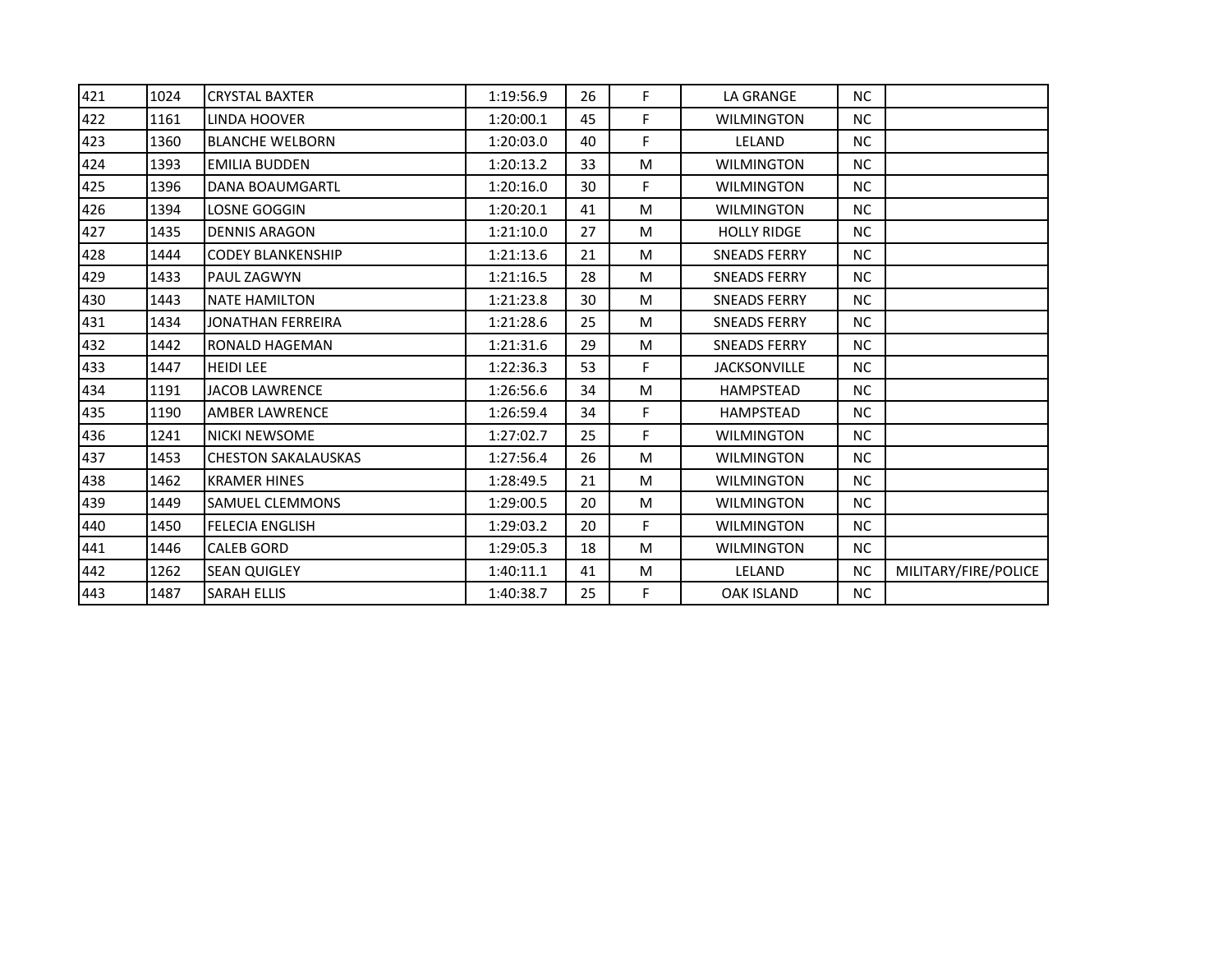| | | | | | | | | |
|---|---|---|---|---|---|---|---|---|
| 421 | 1024 | CRYSTAL BAXTER | 1:19:56.9 | 26 | F | LA GRANGE | NC | |
| 422 | 1161 | LINDA HOOVER | 1:20:00.1 | 45 | F | WILMINGTON | NC | |
| 423 | 1360 | BLANCHE WELBORN | 1:20:03.0 | 40 | F | LELAND | NC | |
| 424 | 1393 | EMILIA BUDDEN | 1:20:13.2 | 33 | M | WILMINGTON | NC | |
| 425 | 1396 | DANA BOAUMGARTL | 1:20:16.0 | 30 | F | WILMINGTON | NC | |
| 426 | 1394 | LOSNE GOGGIN | 1:20:20.1 | 41 | M | WILMINGTON | NC | |
| 427 | 1435 | DENNIS ARAGON | 1:21:10.0 | 27 | M | HOLLY RIDGE | NC | |
| 428 | 1444 | CODEY BLANKENSHIP | 1:21:13.6 | 21 | M | SNEADS FERRY | NC | |
| 429 | 1433 | PAUL ZAGWYN | 1:21:16.5 | 28 | M | SNEADS FERRY | NC | |
| 430 | 1443 | NATE HAMILTON | 1:21:23.8 | 30 | M | SNEADS FERRY | NC | |
| 431 | 1434 | JONATHAN FERREIRA | 1:21:28.6 | 25 | M | SNEADS FERRY | NC | |
| 432 | 1442 | RONALD HAGEMAN | 1:21:31.6 | 29 | M | SNEADS FERRY | NC | |
| 433 | 1447 | HEIDI LEE | 1:22:36.3 | 53 | F | JACKSONVILLE | NC | |
| 434 | 1191 | JACOB LAWRENCE | 1:26:56.6 | 34 | M | HAMPSTEAD | NC | |
| 435 | 1190 | AMBER LAWRENCE | 1:26:59.4 | 34 | F | HAMPSTEAD | NC | |
| 436 | 1241 | NICKI NEWSOME | 1:27:02.7 | 25 | F | WILMINGTON | NC | |
| 437 | 1453 | CHESTON SAKALAUSKAS | 1:27:56.4 | 26 | M | WILMINGTON | NC | |
| 438 | 1462 | KRAMER HINES | 1:28:49.5 | 21 | M | WILMINGTON | NC | |
| 439 | 1449 | SAMUEL CLEMMONS | 1:29:00.5 | 20 | M | WILMINGTON | NC | |
| 440 | 1450 | FELECIA ENGLISH | 1:29:03.2 | 20 | F | WILMINGTON | NC | |
| 441 | 1446 | CALEB GORD | 1:29:05.3 | 18 | M | WILMINGTON | NC | |
| 442 | 1262 | SEAN QUIGLEY | 1:40:11.1 | 41 | M | LELAND | NC | MILITARY/FIRE/POLICE |
| 443 | 1487 | SARAH ELLIS | 1:40:38.7 | 25 | F | OAK ISLAND | NC | |